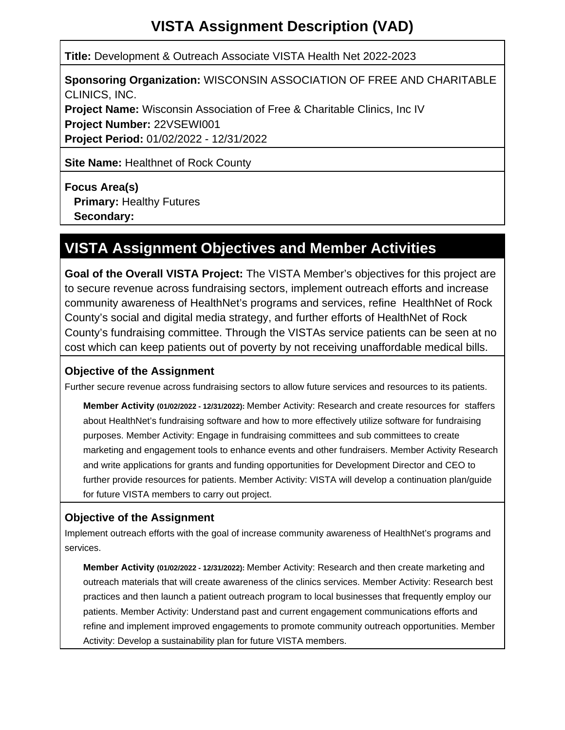# VISTA Assignment Description (VAD)

**Title:** Development & Outreach Associate VISTA Health Net 2022-2023

**Sponsoring Organization:** WISCONSIN ASSOCIATION OF FREE AND CHARITABLE CLINICS, INC.
**Project Name:** Wisconsin Association of Free & Charitable Clinics, Inc IV
**Project Number:** 22VSEWI001
**Project Period:** 01/02/2022 - 12/31/2022

**Site Name:** Healthnet of Rock County

**Focus Area(s)**
**Primary:** Healthy Futures
**Secondary:**

## VISTA Assignment Objectives and Member Activities

**Goal of the Overall VISTA Project:** The VISTA Member's objectives for this project are to secure revenue across fundraising sectors, implement outreach efforts and increase community awareness of HealthNet's programs and services, refine HealthNet of Rock County's social and digital media strategy, and further efforts of HealthNet of Rock County's fundraising committee. Through the VISTAs service patients can be seen at no cost which can keep patients out of poverty by not receiving unaffordable medical bills.

### Objective of the Assignment

Further secure revenue across fundraising sectors to allow future services and resources to its patients.

**Member Activity (01/02/2022 - 12/31/2022):** Member Activity: Research and create resources for staffers about HealthNet's fundraising software and how to more effectively utilize software for fundraising purposes. Member Activity: Engage in fundraising committees and sub committees to create marketing and engagement tools to enhance events and other fundraisers. Member Activity Research and write applications for grants and funding opportunities for Development Director and CEO to further provide resources for patients. Member Activity: VISTA will develop a continuation plan/guide for future VISTA members to carry out project.

### Objective of the Assignment

Implement outreach efforts with the goal of increase community awareness of HealthNet's programs and services.

**Member Activity (01/02/2022 - 12/31/2022):** Member Activity: Research and then create marketing and outreach materials that will create awareness of the clinics services. Member Activity: Research best practices and then launch a patient outreach program to local businesses that frequently employ our patients. Member Activity: Understand past and current engagement communications efforts and refine and implement improved engagements to promote community outreach opportunities. Member Activity: Develop a sustainability plan for future VISTA members.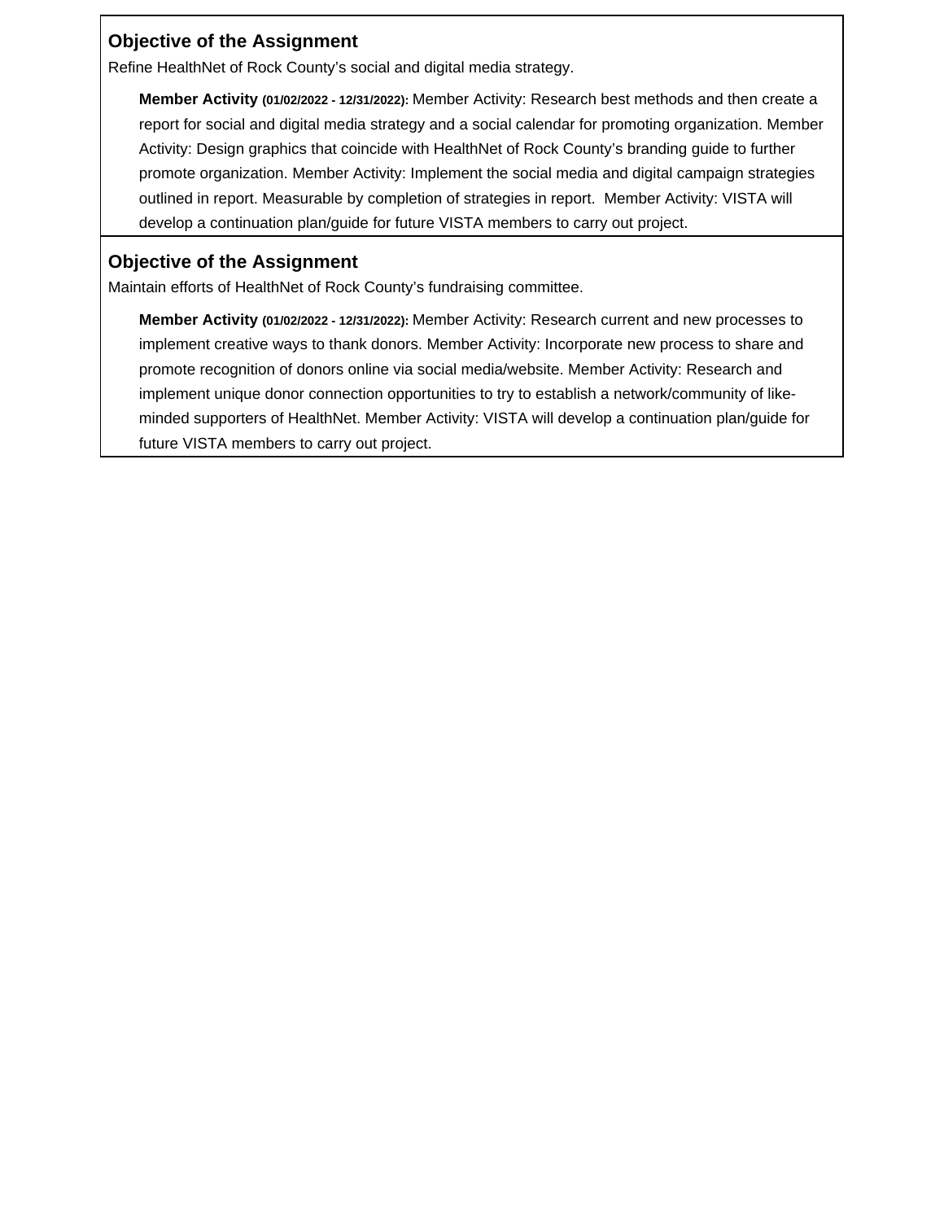### Objective of the Assignment

Refine HealthNet of Rock County's social and digital media strategy.

**Member Activity** **(01/02/2022 - 12/31/2022):** Member Activity: Research best methods and then create a report for social and digital media strategy and a social calendar for promoting organization. Member Activity: Design graphics that coincide with HealthNet of Rock County's branding guide to further promote organization. Member Activity: Implement the social media and digital campaign strategies outlined in report. Measurable by completion of strategies in report. Member Activity: VISTA will develop a continuation plan/guide for future VISTA members to carry out project.

### Objective of the Assignment

Maintain efforts of HealthNet of Rock County's fundraising committee.

**Member Activity** **(01/02/2022 - 12/31/2022):** Member Activity: Research current and new processes to implement creative ways to thank donors. Member Activity: Incorporate new process to share and promote recognition of donors online via social media/website. Member Activity: Research and implement unique donor connection opportunities to try to establish a network/community of like-minded supporters of HealthNet. Member Activity: VISTA will develop a continuation plan/guide for future VISTA members to carry out project.